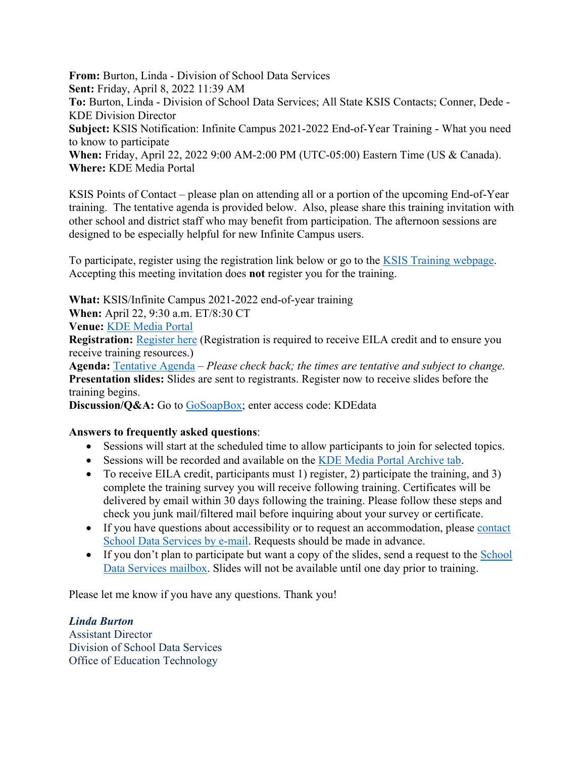**From:** Burton, Linda - Division of School Data Services
**Sent:** Friday, April 8, 2022 11:39 AM
**To:** Burton, Linda - Division of School Data Services; All State KSIS Contacts; Conner, Dede - KDE Division Director
**Subject:** KSIS Notification: Infinite Campus 2021-2022 End-of-Year Training - What you need to know to participate
**When:** Friday, April 22, 2022 9:00 AM-2:00 PM (UTC-05:00) Eastern Time (US & Canada).
**Where:** KDE Media Portal

KSIS Points of Contact – please plan on attending all or a portion of the upcoming End-of-Year training. The tentative agenda is provided below. Also, please share this training invitation with other school and district staff who may benefit from participation. The afternoon sessions are designed to be especially helpful for new Infinite Campus users.

To participate, register using the registration link below or go to the KSIS Training webpage. Accepting this meeting invitation does **not** register you for the training.

**What:** KSIS/Infinite Campus 2021-2022 end-of-year training
**When:** April 22, 9:30 a.m. ET/8:30 CT
**Venue:** KDE Media Portal
**Registration:** Register here (Registration is required to receive EILA credit and to ensure you receive training resources.)
**Agenda:** Tentative Agenda – *Please check back; the times are tentative and subject to change.*
**Presentation slides:** Slides are sent to registrants. Register now to receive slides before the training begins.
**Discussion/Q&A:** Go to GoSoapBox; enter access code: KDEdata

**Answers to frequently asked questions**:

- Sessions will start at the scheduled time to allow participants to join for selected topics.
- Sessions will be recorded and available on the KDE Media Portal Archive tab.
- To receive EILA credit, participants must 1) register, 2) participate the training, and 3) complete the training survey you will receive following training. Certificates will be delivered by email within 30 days following the training. Please follow these steps and check you junk mail/filtered mail before inquiring about your survey or certificate.
- If you have questions about accessibility or to request an accommodation, please contact School Data Services by e-mail. Requests should be made in advance.
- If you don't plan to participate but want a copy of the slides, send a request to the School Data Services mailbox. Slides will not be available until one day prior to training.

Please let me know if you have any questions. Thank you!

***Linda Burton***
Assistant Director
Division of School Data Services
Office of Education Technology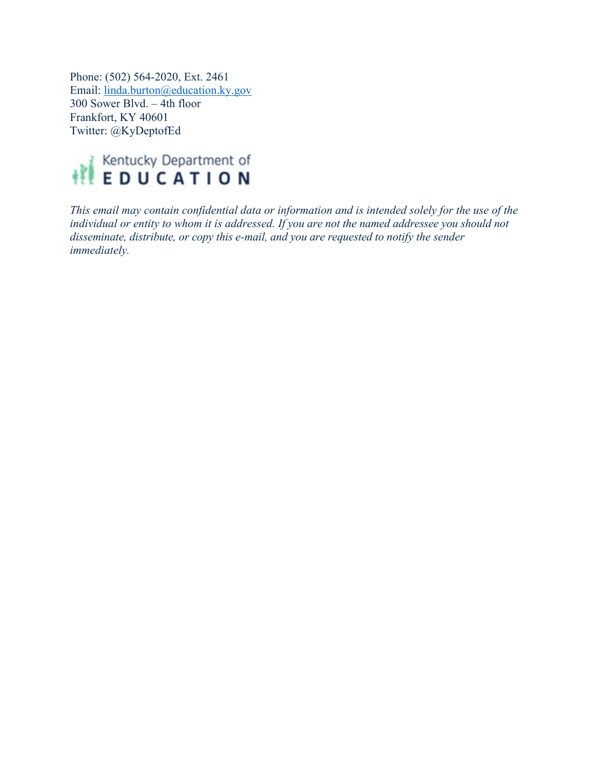Phone: (502) 564-2020, Ext. 2461
Email: [linda.burton@education.ky.gov](mailto:linda.burton@education.ky.gov)
300 Sower Blvd. – 4th floor
Frankfort, KY 40601
Twitter: @KyDeptofEd

Kentucky Department of EDUCATION

*This email may contain confidential data or information and is intended solely for the use of the individual or entity to whom it is addressed. If you are not the named addressee you should not disseminate, distribute, or copy this e-mail, and you are requested to notify the sender immediately.*